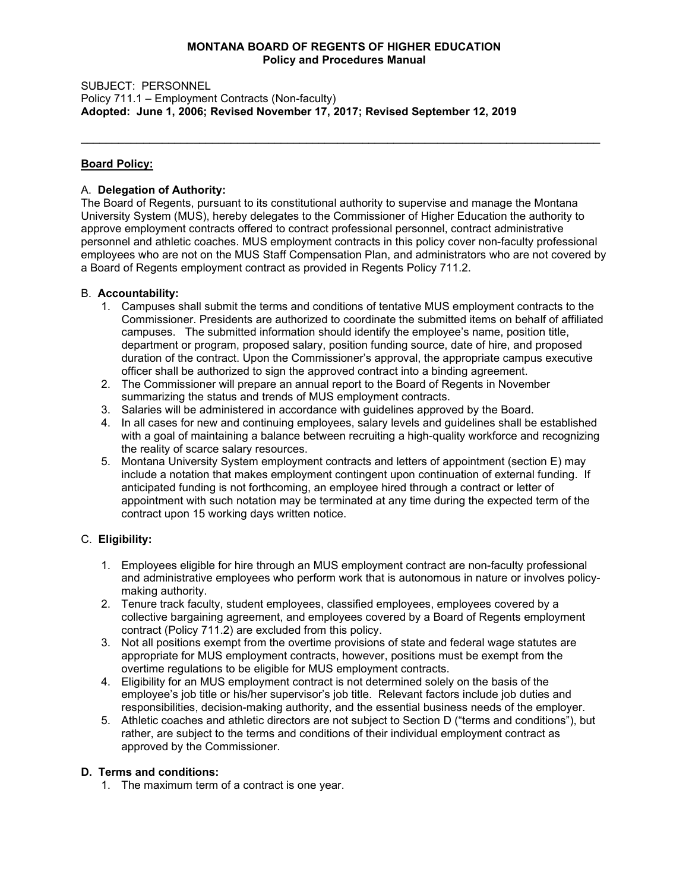**MONTANA BOARD OF REGENTS OF HIGHER EDUCATION**
**Policy and Procedures Manual**

SUBJECT: PERSONNEL
Policy 711.1 – Employment Contracts (Non-faculty)
**Adopted: June 1, 2006; Revised November 17, 2017; Revised September 12, 2019**

---

**Board Policy:**

A. **Delegation of Authority:**
The Board of Regents, pursuant to its constitutional authority to supervise and manage the Montana University System (MUS), hereby delegates to the Commissioner of Higher Education the authority to approve employment contracts offered to contract professional personnel, contract administrative personnel and athletic coaches. MUS employment contracts in this policy cover non-faculty professional employees who are not on the MUS Staff Compensation Plan, and administrators who are not covered by a Board of Regents employment contract as provided in Regents Policy 711.2.

B. **Accountability:**

1. Campuses shall submit the terms and conditions of tentative MUS employment contracts to the Commissioner. Presidents are authorized to coordinate the submitted items on behalf of affiliated campuses. The submitted information should identify the employee's name, position title, department or program, proposed salary, position funding source, date of hire, and proposed duration of the contract. Upon the Commissioner's approval, the appropriate campus executive officer shall be authorized to sign the approved contract into a binding agreement.
2. The Commissioner will prepare an annual report to the Board of Regents in November summarizing the status and trends of MUS employment contracts.
3. Salaries will be administered in accordance with guidelines approved by the Board.
4. In all cases for new and continuing employees, salary levels and guidelines shall be established with a goal of maintaining a balance between recruiting a high-quality workforce and recognizing the reality of scarce salary resources.
5. Montana University System employment contracts and letters of appointment (section E) may include a notation that makes employment contingent upon continuation of external funding. If anticipated funding is not forthcoming, an employee hired through a contract or letter of appointment with such notation may be terminated at any time during the expected term of the contract upon 15 working days written notice.

C. **Eligibility:**

1. Employees eligible for hire through an MUS employment contract are non-faculty professional and administrative employees who perform work that is autonomous in nature or involves policy-making authority.
2. Tenure track faculty, student employees, classified employees, employees covered by a collective bargaining agreement, and employees covered by a Board of Regents employment contract (Policy 711.2) are excluded from this policy.
3. Not all positions exempt from the overtime provisions of state and federal wage statutes are appropriate for MUS employment contracts, however, positions must be exempt from the overtime regulations to be eligible for MUS employment contracts.
4. Eligibility for an MUS employment contract is not determined solely on the basis of the employee's job title or his/her supervisor's job title. Relevant factors include job duties and responsibilities, decision-making authority, and the essential business needs of the employer.
5. Athletic coaches and athletic directors are not subject to Section D ("terms and conditions"), but rather, are subject to the terms and conditions of their individual employment contract as approved by the Commissioner.

**D. Terms and conditions:**

1. The maximum term of a contract is one year.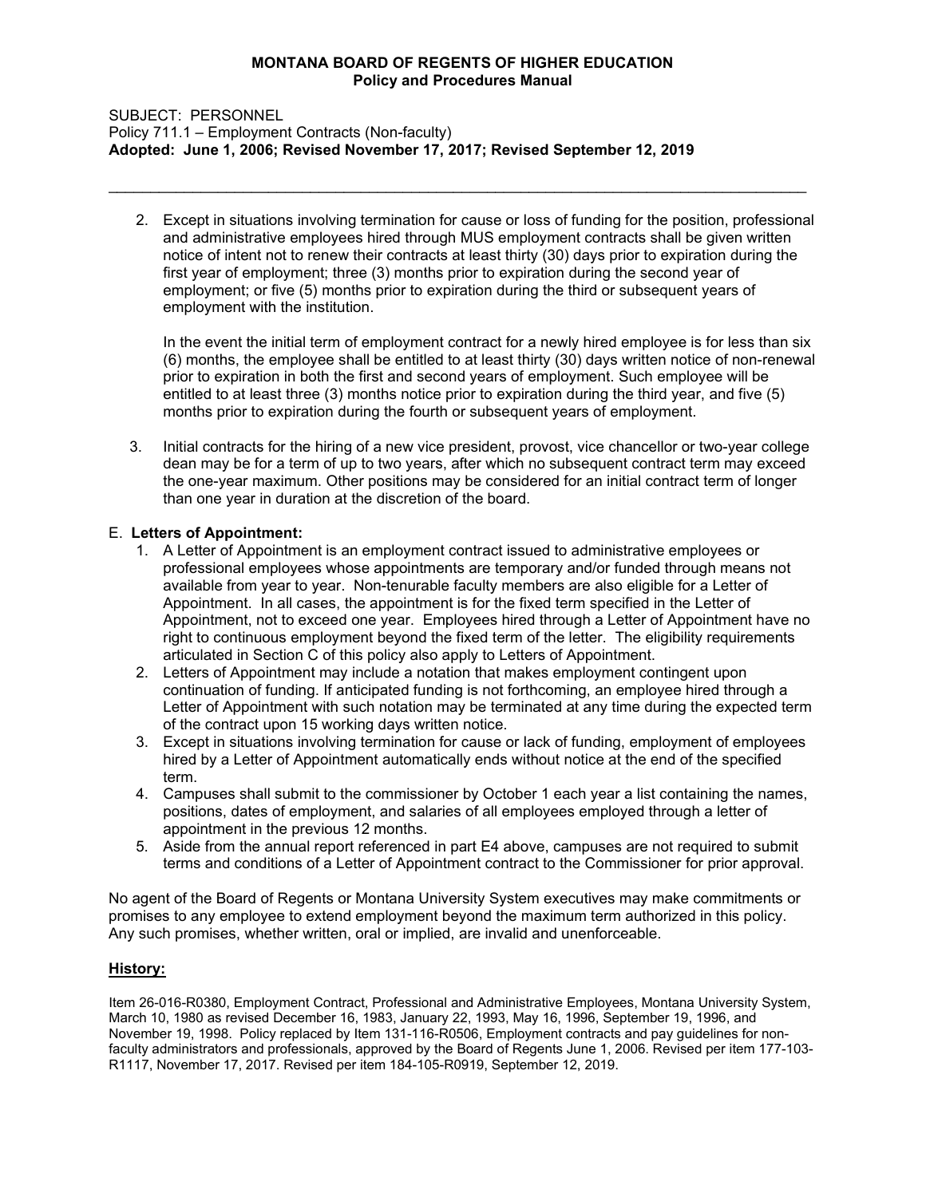**MONTANA BOARD OF REGENTS OF HIGHER EDUCATION**
**Policy and Procedures Manual**

SUBJECT: PERSONNEL
Policy 711.1 – Employment Contracts (Non-faculty)
**Adopted: June 1, 2006; Revised November 17, 2017; Revised September 12, 2019**

---

2. Except in situations involving termination for cause or loss of funding for the position, professional and administrative employees hired through MUS employment contracts shall be given written notice of intent not to renew their contracts at least thirty (30) days prior to expiration during the first year of employment; three (3) months prior to expiration during the second year of employment; or five (5) months prior to expiration during the third or subsequent years of employment with the institution.

   In the event the initial term of employment contract for a newly hired employee is for less than six (6) months, the employee shall be entitled to at least thirty (30) days written notice of non-renewal prior to expiration in both the first and second years of employment. Such employee will be entitled to at least three (3) months notice prior to expiration during the third year, and five (5) months prior to expiration during the fourth or subsequent years of employment.

3. Initial contracts for the hiring of a new vice president, provost, vice chancellor or two-year college dean may be for a term of up to two years, after which no subsequent contract term may exceed the one-year maximum. Other positions may be considered for an initial contract term of longer than one year in duration at the discretion of the board.

E. **Letters of Appointment:**

1. A Letter of Appointment is an employment contract issued to administrative employees or professional employees whose appointments are temporary and/or funded through means not available from year to year. Non-tenurable faculty members are also eligible for a Letter of Appointment. In all cases, the appointment is for the fixed term specified in the Letter of Appointment, not to exceed one year. Employees hired through a Letter of Appointment have no right to continuous employment beyond the fixed term of the letter. The eligibility requirements articulated in Section C of this policy also apply to Letters of Appointment.
2. Letters of Appointment may include a notation that makes employment contingent upon continuation of funding. If anticipated funding is not forthcoming, an employee hired through a Letter of Appointment with such notation may be terminated at any time during the expected term of the contract upon 15 working days written notice.
3. Except in situations involving termination for cause or lack of funding, employment of employees hired by a Letter of Appointment automatically ends without notice at the end of the specified term.
4. Campuses shall submit to the commissioner by October 1 each year a list containing the names, positions, dates of employment, and salaries of all employees employed through a letter of appointment in the previous 12 months.
5. Aside from the annual report referenced in part E4 above, campuses are not required to submit terms and conditions of a Letter of Appointment contract to the Commissioner for prior approval.

No agent of the Board of Regents or Montana University System executives may make commitments or promises to any employee to extend employment beyond the maximum term authorized in this policy. Any such promises, whether written, oral or implied, are invalid and unenforceable.

**History:**

Item 26-016-R0380, Employment Contract, Professional and Administrative Employees, Montana University System, March 10, 1980 as revised December 16, 1983, January 22, 1993, May 16, 1996, September 19, 1996, and November 19, 1998. Policy replaced by Item 131-116-R0506, Employment contracts and pay guidelines for non-faculty administrators and professionals, approved by the Board of Regents June 1, 2006. Revised per item 177-103-R1117, November 17, 2017. Revised per item 184-105-R0919, September 12, 2019.